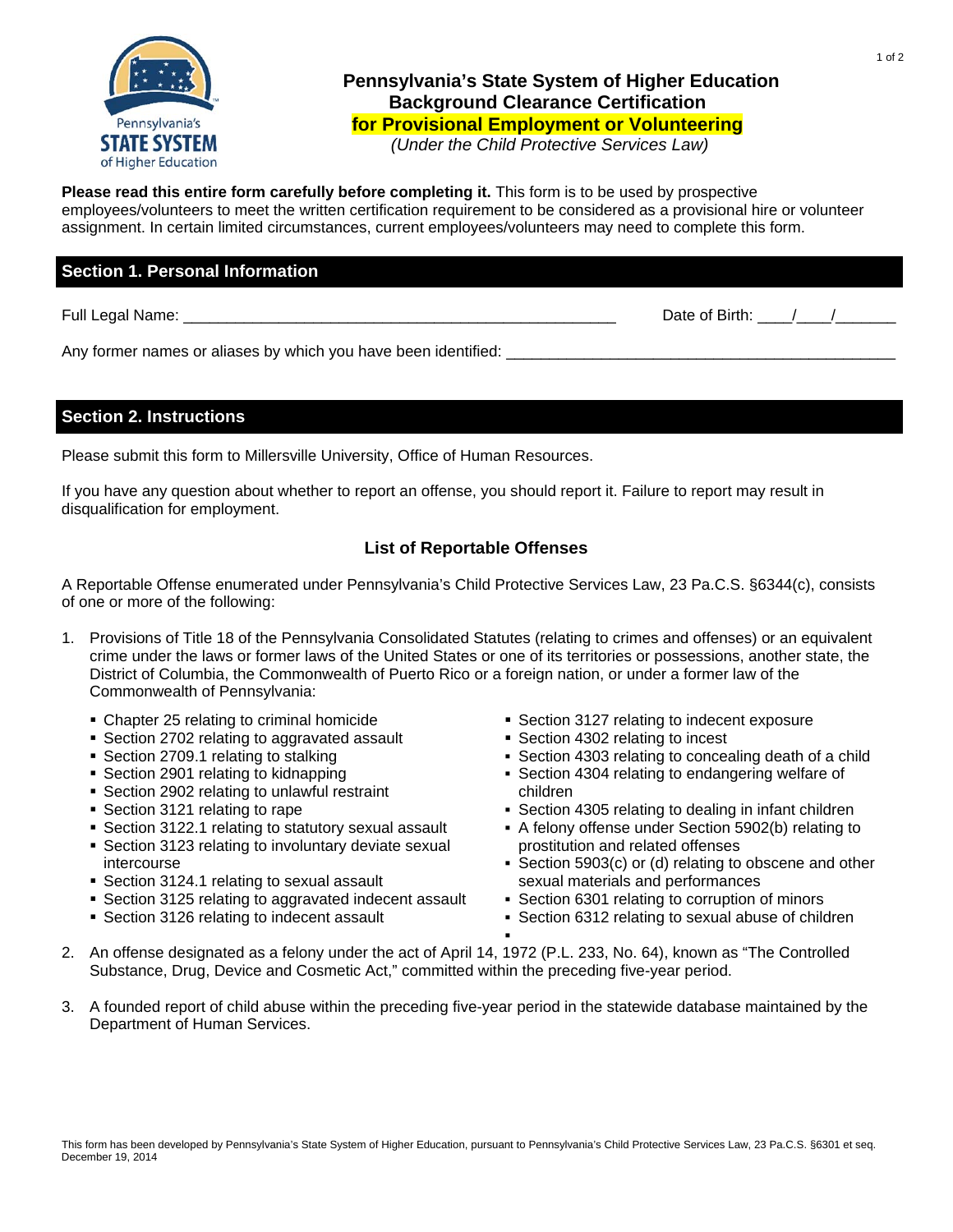# Pennsylvania's State System of Higher Education Background Clearance Certification for Provisional Employment or Volunteering

*(Under the Child Protective Services Law)*

**Please read this entire form carefully before completing it.** This form is to be used by prospective employees/volunteers to meet the written certification requirement to be considered as a provisional hire or volunteer assignment. In certain limited circumstances, current employees/volunteers may need to complete this form.

## Section 1. Personal Information

Full Legal Name: ____________________________________________________ Date of Birth: ____/____/_______

Any former names or aliases by which you have been identified: ______________________________________________

## Section 2. Instructions

Please submit this form to Millersville University, Office of Human Resources.

If you have any question about whether to report an offense, you should report it. Failure to report may result in disqualification for employment.

### List of Reportable Offenses

A Reportable Offense enumerated under Pennsylvania's Child Protective Services Law, 23 Pa.C.S. §6344(c), consists of one or more of the following:

1. Provisions of Title 18 of the Pennsylvania Consolidated Statutes (relating to crimes and offenses) or an equivalent crime under the laws or former laws of the United States or one of its territories or possessions, another state, the District of Columbia, the Commonwealth of Puerto Rico or a foreign nation, or under a former law of the Commonwealth of Pennsylvania:
   - Chapter 25 relating to criminal homicide
   - Section 2702 relating to aggravated assault
   - Section 2709.1 relating to stalking
   - Section 2901 relating to kidnapping
   - Section 2902 relating to unlawful restraint
   - Section 3121 relating to rape
   - Section 3122.1 relating to statutory sexual assault
   - Section 3123 relating to involuntary deviate sexual intercourse
   - Section 3124.1 relating to sexual assault
   - Section 3125 relating to aggravated indecent assault
   - Section 3126 relating to indecent assault
   - Section 3127 relating to indecent exposure
   - Section 4302 relating to incest
   - Section 4303 relating to concealing death of a child
   - Section 4304 relating to endangering welfare of children
   - Section 4305 relating to dealing in infant children
   - A felony offense under Section 5902(b) relating to prostitution and related offenses
   - Section 5903(c) or (d) relating to obscene and other sexual materials and performances
   - Section 6301 relating to corruption of minors
   - Section 6312 relating to sexual abuse of children
2. An offense designated as a felony under the act of April 14, 1972 (P.L. 233, No. 64), known as "The Controlled Substance, Drug, Device and Cosmetic Act," committed within the preceding five-year period.
3. A founded report of child abuse within the preceding five-year period in the statewide database maintained by the Department of Human Services.

This form has been developed by Pennsylvania's State System of Higher Education, pursuant to Pennsylvania's Child Protective Services Law, 23 Pa.C.S. §6301 et seq.
December 19, 2014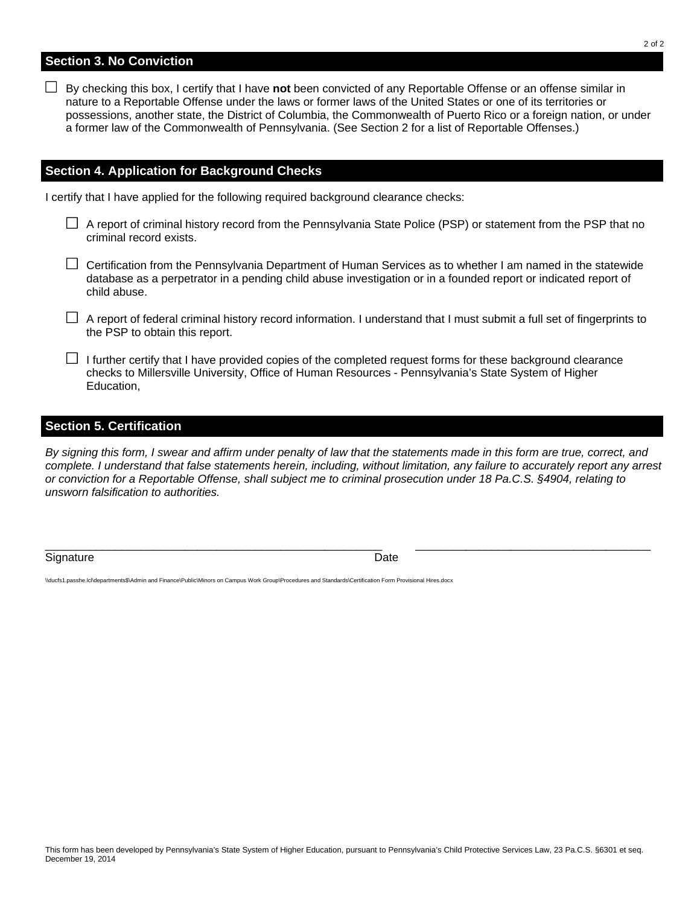## Section 3. No Conviction

☐ By checking this box, I certify that I have **not** been convicted of any Reportable Offense or an offense similar in nature to a Reportable Offense under the laws or former laws of the United States or one of its territories or possessions, another state, the District of Columbia, the Commonwealth of Puerto Rico or a foreign nation, or under a former law of the Commonwealth of Pennsylvania. (See Section 2 for a list of Reportable Offenses.)

## Section 4. Application for Background Checks

I certify that I have applied for the following required background clearance checks:

☐ A report of criminal history record from the Pennsylvania State Police (PSP) or statement from the PSP that no criminal record exists.

☐ Certification from the Pennsylvania Department of Human Services as to whether I am named in the statewide database as a perpetrator in a pending child abuse investigation or in a founded report or indicated report of child abuse.

☐ A report of federal criminal history record information. I understand that I must submit a full set of fingerprints to the PSP to obtain this report.

☐ I further certify that I have provided copies of the completed request forms for these background clearance checks to Millersville University, Office of Human Resources - Pennsylvania's State System of Higher Education,

## Section 5. Certification

*By signing this form, I swear and affirm under penalty of law that the statements made in this form are true, correct, and complete. I understand that false statements herein, including, without limitation, any failure to accurately report any arrest or conviction for a Reportable Offense, shall subject me to criminal prosecution under 18 Pa.C.S. §4904, relating to unsworn falsification to authorities.*

_______________________________________________________ _____________________________________

Signature Date

\\ducfs1.passhe.lcl\departments$\Admin and Finance\Public\Minors on Campus Work Group\Procedures and Standards\Certification Form Provisional Hires.docx

This form has been developed by Pennsylvania's State System of Higher Education, pursuant to Pennsylvania's Child Protective Services Law, 23 Pa.C.S. §6301 et seq.
December 19, 2014